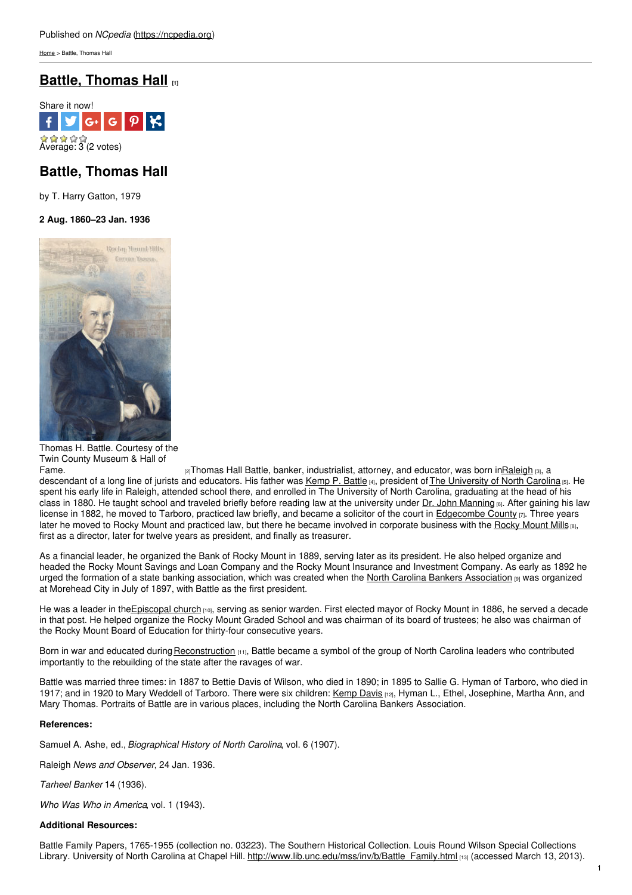Published on *NCpedia* (https://ncpedia.org)

Home > Battle, Thomas Hall

# Battle, Thomas Hall [1]

Share it now!

Average: 3 (2 votes)

## Battle, Thomas Hall

by T. Harry Gatton, 1979

**2 Aug. 1860–23 Jan. 1936**

Thomas H. Battle. Courtesy of the Twin County Museum & Hall of Fame. [2]

Thomas Hall Battle, banker, industrialist, attorney, and educator, was born in Raleigh [3], a descendant of a long line of jurists and educators. His father was Kemp P. Battle [4], president of The University of North Carolina [5]. He spent his early life in Raleigh, attended school there, and enrolled in The University of North Carolina, graduating at the head of his class in 1880. He taught school and traveled briefly before reading law at the university under Dr. John Manning [6]. After gaining his law license in 1882, he moved to Tarboro, practiced law briefly, and became a solicitor of the court in Edgecombe County [7]. Three years later he moved to Rocky Mount and practiced law, but there he became involved in corporate business with the Rocky Mount Mills [8], first as a director, later for twelve years as president, and finally as treasurer.

As a financial leader, he organized the Bank of Rocky Mount in 1889, serving later as its president. He also helped organize and headed the Rocky Mount Savings and Loan Company and the Rocky Mount Insurance and Investment Company. As early as 1892 he urged the formation of a state banking association, which was created when the North Carolina Bankers Association [9] was organized at Morehead City in July of 1897, with Battle as the first president.

He was a leader in the Episcopal church [10], serving as senior warden. First elected mayor of Rocky Mount in 1886, he served a decade in that post. He helped organize the Rocky Mount Graded School and was chairman of its board of trustees; he also was chairman of the Rocky Mount Board of Education for thirty-four consecutive years.

Born in war and educated during Reconstruction [11], Battle became a symbol of the group of North Carolina leaders who contributed importantly to the rebuilding of the state after the ravages of war.

Battle was married three times: in 1887 to Bettie Davis of Wilson, who died in 1890; in 1895 to Sallie G. Hyman of Tarboro, who died in 1917; and in 1920 to Mary Weddell of Tarboro. There were six children: Kemp Davis [12], Hyman L., Ethel, Josephine, Martha Ann, and Mary Thomas. Portraits of Battle are in various places, including the North Carolina Bankers Association.

**References:**

Samuel A. Ashe, ed., *Biographical History of North Carolina*, vol. 6 (1907).

Raleigh *News and Observer*, 24 Jan. 1936.

*Tarheel Banker* 14 (1936).

*Who Was Who in America*, vol. 1 (1943).

**Additional Resources:**

Battle Family Papers, 1765-1955 (collection no. 03223). The Southern Historical Collection. Louis Round Wilson Special Collections Library. University of North Carolina at Chapel Hill. http://www.lib.unc.edu/mss/inv/b/Battle_Family.html [13] (accessed March 13, 2013).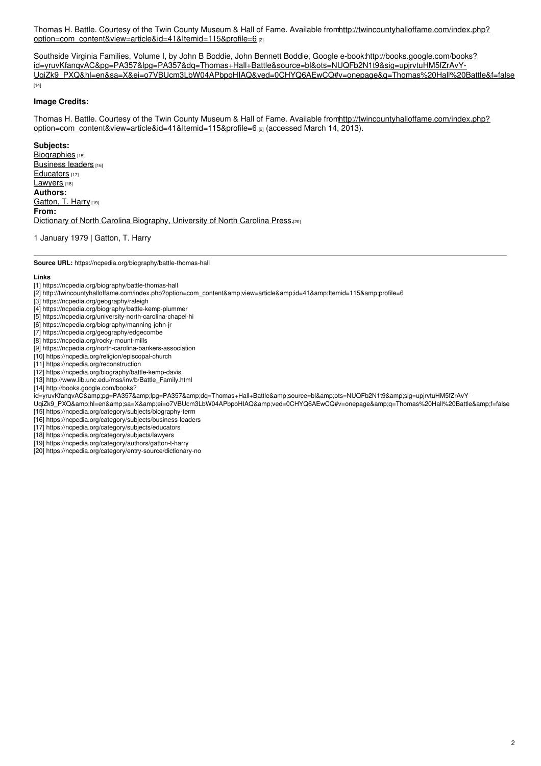Thomas H. Battle. Courtesy of the Twin County Museum & Hall of Fame. Available from http://twincountyhalloffame.com/index.php?option=com_content&view=article&id=41&Itemid=115&profile=6 [2]

Southside Virginia Families, Volume I, by John B Boddie, John Bennett Boddie, Google e-book: http://books.google.com/books?id=yruvKfanqvAC&pg=PA357&lpg=PA357&dq=Thomas+Hall+Battle&source=bl&ots=NUQFb2N1t9&sig=upjrvtuHM5fZrAvY-UqiZk9_PXQ&hl=en&sa=X&ei=o7VBUcm3LbW04APbpoHIAQ&ved=0CHYQ6AEwCQ#v=onepage&q=Thomas%20Hall%20Battle&f=false [14]

### Image Credits:

Thomas H. Battle. Courtesy of the Twin County Museum & Hall of Fame. Available from http://twincountyhalloffame.com/index.php?option=com_content&view=article&id=41&Itemid=115&profile=6 [2] (accessed March 14, 2013).

**Subjects:**
Biographies [15]
Business leaders [16]
Educators [17]
Lawyers [18]
**Authors:**
Gatton, T. Harry [19]
**From:**
Dictionary of North Carolina Biography, University of North Carolina Press. [20]

1 January 1979 | Gatton, T. Harry

**Source URL:** https://ncpedia.org/biography/battle-thomas-hall

**Links**

[1] https://ncpedia.org/biography/battle-thomas-hall
[2] http://twincountyhalloffame.com/index.php?option=com_content&amp;view=article&amp;id=41&amp;Itemid=115&amp;profile=6
[3] https://ncpedia.org/geography/raleigh
[4] https://ncpedia.org/biography/battle-kemp-plummer
[5] https://ncpedia.org/university-north-carolina-chapel-hi
[6] https://ncpedia.org/biography/manning-john-jr
[7] https://ncpedia.org/geography/edgecombe
[8] https://ncpedia.org/rocky-mount-mills
[9] https://ncpedia.org/north-carolina-bankers-association
[10] https://ncpedia.org/religion/episcopal-church
[11] https://ncpedia.org/reconstruction
[12] https://ncpedia.org/biography/battle-kemp-davis
[13] http://www.lib.unc.edu/mss/inv/b/Battle_Family.html
[14] http://books.google.com/books?id=yruvKfanqvAC&amp;pg=PA357&amp;lpg=PA357&amp;dq=Thomas+Hall+Battle&amp;source=bl&amp;ots=NUQFb2N1t9&amp;sig=upjrvtuHM5fZrAvY-UqiZk9_PXQ&amp;hl=en&amp;sa=X&amp;ei=o7VBUcm3LbW04APbpoHIAQ&amp;ved=0CHYQ6AEwCQ#v=onepage&amp;q=Thomas%20Hall%20Battle&amp;f=false
[15] https://ncpedia.org/category/subjects/biography-term
[16] https://ncpedia.org/category/subjects/business-leaders
[17] https://ncpedia.org/category/subjects/educators
[18] https://ncpedia.org/category/subjects/lawyers
[19] https://ncpedia.org/category/authors/gatton-t-harry
[20] https://ncpedia.org/category/entry-source/dictionary-no